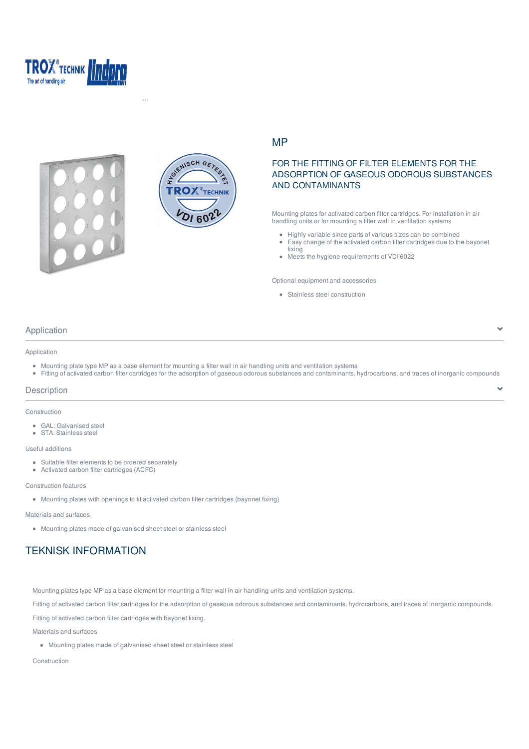...

# MP

## FOR THE FITTING OF FILTER ELEMENTS FOR THE ADSORPTION OF GASEOUS ODOROUS SUBSTANCES AND CONTAMINANTS

Mounting plates for activated carbon filter cartridges. For installation in air handling units or for mounting a filter wall in ventilation systems

- Highly variable since parts of various sizes can be combined
- Easy change of the activated carbon filter cartridges due to the bayonet fixing
- Meets the hygiene requirements of VDI 6022

Optional equipment and accessories

- Stainless steel construction

## Application

Application

- Mounting plate type MP as a base element for mounting a filter wall in air handling units and ventilation systems
- Fitting of activated carbon filter cartridges for the adsorption of gaseous odorous substances and contaminants, hydrocarbons, and traces of inorganic compounds

## Description

Construction

- GAL: Galvanised steel
- STA: Stainless steel

Useful additions

- Suitable filter elements to be ordered separately
- Activated carbon filter cartridges (ACFC)

Construction features

- Mounting plates with openings to fit activated carbon filter cartridges (bayonet fixing)

Materials and surfaces

- Mounting plates made of galvanised sheet steel or stainless steel

# TEKNISK INFORMATION

Mounting plates type MP as a base element for mounting a filter wall in air handling units and ventilation systems.

Fitting of activated carbon filter cartridges for the adsorption of gaseous odorous substances and contaminants, hydrocarbons, and traces of inorganic compounds.

Fitting of activated carbon filter cartridges with bayonet fixing.

Materials and surfaces

- Mounting plates made of galvanised sheet steel or stainless steel

Construction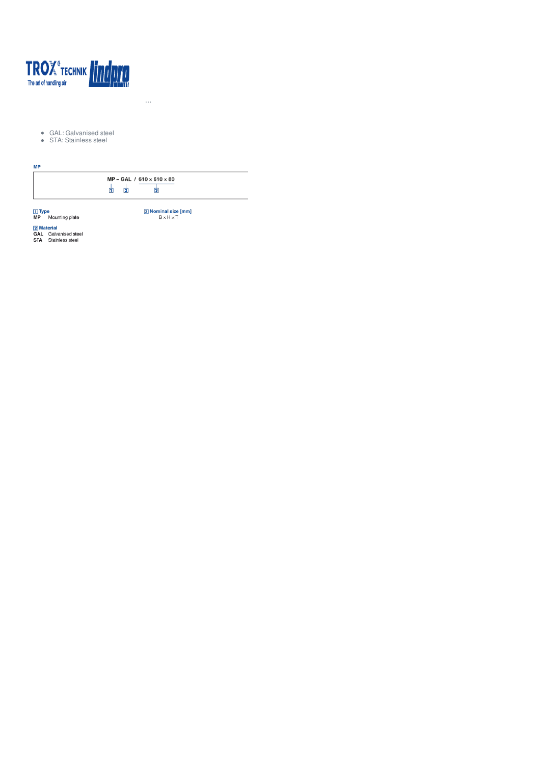...

- GAL: Galvanised steel
- STA: Stainless steel

**MP**

MP – GAL / 610 × 610 × 80

1 2 3

**1 Type**

**MP** Mounting plate

**2 Material**

**GAL** Galvanised steel

**STA** Stainless steel

**3 Nominal size [mm]**

B × H × T